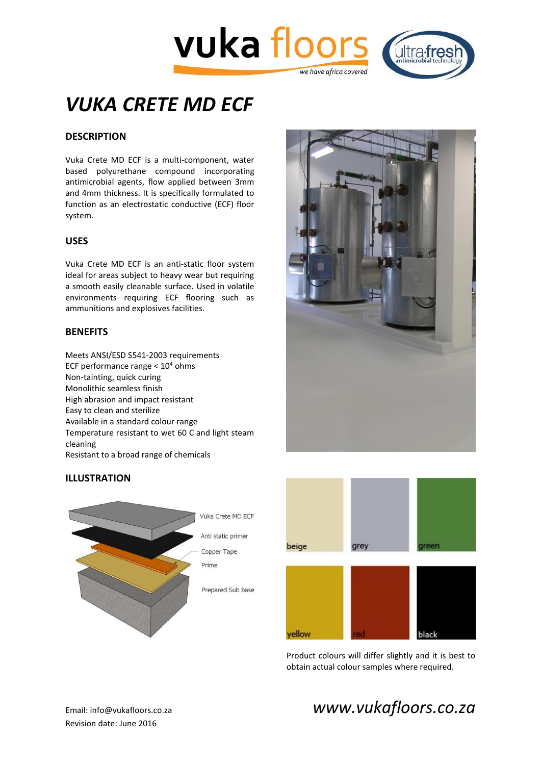# VUKA CRETE MD ECF

## DESCRIPTION

Vuka Crete MD ECF is a multi-component, water based polyurethane compound incorporating antimicrobial agents, flow applied between 3mm and 4mm thickness. It is specifically formulated to function as an electrostatic conductive (ECF) floor system.

## USES

Vuka Crete MD ECF is an anti-static floor system ideal for areas subject to heavy wear but requiring a smooth easily cleanable surface. Used in volatile environments requiring ECF flooring such as ammunitions and explosives facilities.

## BENEFITS

Meets ANSI/ESD S541-2003 requirements
ECF performance range < $10^4$ ohms
Non-tainting, quick curing
Monolithic seamless finish
High abrasion and impact resistant
Easy to clean and sterilize
Available in a standard colour range
Temperature resistant to wet 60 C and light steam cleaning
Resistant to a broad range of chemicals

## ILLUSTRATION

Vuka Crete MD ECF
Anti static primer
Copper Tape
Prime
Prepared Sub base

beige | grey | green
yellow | red | black

Product colours will differ slightly and it is best to obtain actual colour samples where required.

Email: info@vukafloors.co.za
Revision date: June 2016

*www.vukafloors.co.za*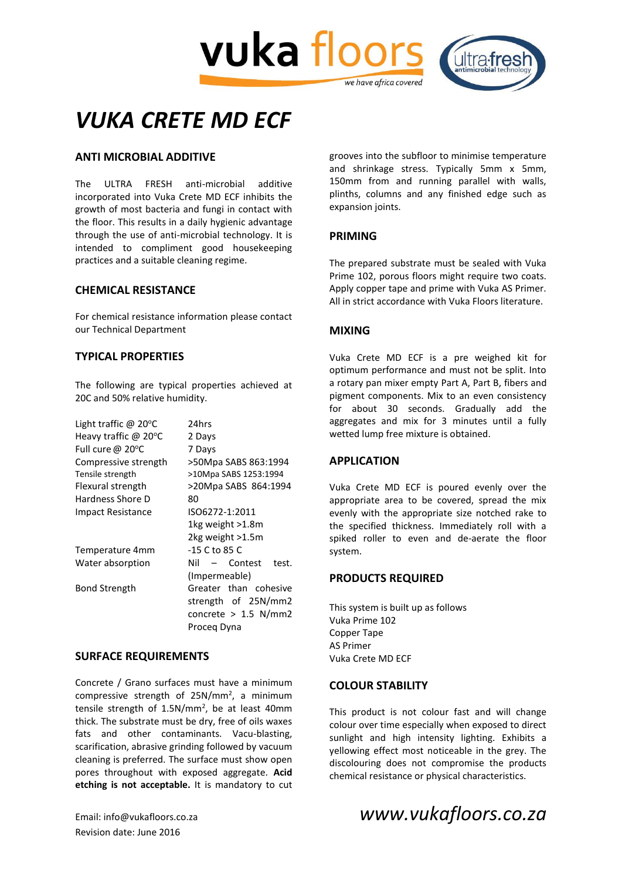# VUKA CRETE MD ECF

## ANTI MICROBIAL ADDITIVE

The ULTRA FRESH anti-microbial additive incorporated into Vuka Crete MD ECF inhibits the growth of most bacteria and fungi in contact with the floor. This results in a daily hygienic advantage through the use of anti-microbial technology. It is intended to compliment good housekeeping practices and a suitable cleaning regime.

## CHEMICAL RESISTANCE

For chemical resistance information please contact our Technical Department

## TYPICAL PROPERTIES

The following are typical properties achieved at 20C and 50% relative humidity.

| | |
|---|---|
| Light traffic @ 20°C | 24hrs |
| Heavy traffic @ 20°C | 2 Days |
| Full cure @ 20°C | 7 Days |
| Compressive strength | >50Mpa SABS 863:1994 |
| Tensile strength | >10Mpa SABS 1253:1994 |
| Flexural strength | >20Mpa SABS 864:1994 |
| Hardness Shore D | 80 |
| Impact Resistance | ISO6272-1:2011<br>1kg weight >1.8m<br>2kg weight >1.5m |
| Temperature 4mm | -15 C to 85 C |
| Water absorption | Nil – Contest test. (Impermeable) |
| Bond Strength | Greater than cohesive strength of 25N/mm2 concrete > 1.5 N/mm2 Proceq Dyna |

## SURFACE REQUIREMENTS

Concrete / Grano surfaces must have a minimum compressive strength of 25N/mm$^2$, a minimum tensile strength of 1.5N/mm$^2$, be at least 40mm thick. The substrate must be dry, free of oils waxes fats and other contaminants. Vacu-blasting, scarification, abrasive grinding followed by vacuum cleaning is preferred. The surface must show open pores throughout with exposed aggregate. **Acid etching is not acceptable.** It is mandatory to cut grooves into the subfloor to minimise temperature and shrinkage stress. Typically 5mm x 5mm, 150mm from and running parallel with walls, plinths, columns and any finished edge such as expansion joints.

## PRIMING

The prepared substrate must be sealed with Vuka Prime 102, porous floors might require two coats. Apply copper tape and prime with Vuka AS Primer. All in strict accordance with Vuka Floors literature.

## MIXING

Vuka Crete MD ECF is a pre weighed kit for optimum performance and must not be split. Into a rotary pan mixer empty Part A, Part B, fibers and pigment components. Mix to an even consistency for about 30 seconds. Gradually add the aggregates and mix for 3 minutes until a fully wetted lump free mixture is obtained.

## APPLICATION

Vuka Crete MD ECF is poured evenly over the appropriate area to be covered, spread the mix evenly with the appropriate size notched rake to the specified thickness. Immediately roll with a spiked roller to even and de-aerate the floor system.

## PRODUCTS REQUIRED

This system is built up as follows
Vuka Prime 102
Copper Tape
AS Primer
Vuka Crete MD ECF

## COLOUR STABILITY

This product is not colour fast and will change colour over time especially when exposed to direct sunlight and high intensity lighting. Exhibits a yellowing effect most noticeable in the grey. The discolouring does not compromise the products chemical resistance or physical characteristics.

Email: info@vukafloors.co.za
Revision date: June 2016

*www.vukafloors.co.za*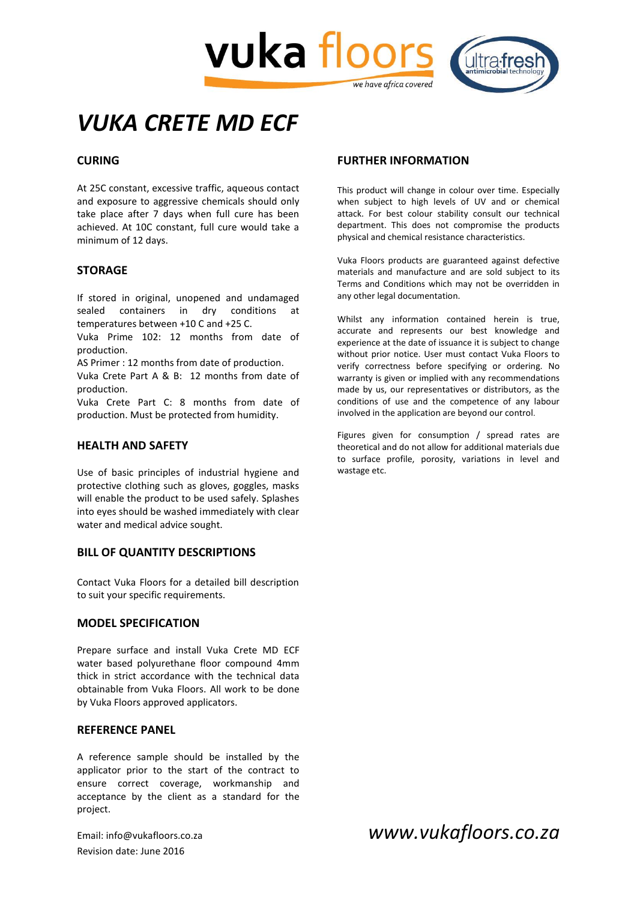# VUKA CRETE MD ECF

## CURING

At 25C constant, excessive traffic, aqueous contact and exposure to aggressive chemicals should only take place after 7 days when full cure has been achieved. At 10C constant, full cure would take a minimum of 12 days.

## STORAGE

If stored in original, unopened and undamaged sealed containers in dry conditions at temperatures between +10 C and +25 C.

Vuka Prime 102: 12 months from date of production.

AS Primer : 12 months from date of production.

Vuka Crete Part A & B: 12 months from date of production.

Vuka Crete Part C: 8 months from date of production. Must be protected from humidity.

## HEALTH AND SAFETY

Use of basic principles of industrial hygiene and protective clothing such as gloves, goggles, masks will enable the product to be used safely. Splashes into eyes should be washed immediately with clear water and medical advice sought.

## BILL OF QUANTITY DESCRIPTIONS

Contact Vuka Floors for a detailed bill description to suit your specific requirements.

## MODEL SPECIFICATION

Prepare surface and install Vuka Crete MD ECF water based polyurethane floor compound 4mm thick in strict accordance with the technical data obtainable from Vuka Floors. All work to be done by Vuka Floors approved applicators.

## REFERENCE PANEL

A reference sample should be installed by the applicator prior to the start of the contract to ensure correct coverage, workmanship and acceptance by the client as a standard for the project.

## FURTHER INFORMATION

This product will change in colour over time. Especially when subject to high levels of UV and or chemical attack. For best colour stability consult our technical department. This does not compromise the products physical and chemical resistance characteristics.

Vuka Floors products are guaranteed against defective materials and manufacture and are sold subject to its Terms and Conditions which may not be overridden in any other legal documentation.

Whilst any information contained herein is true, accurate and represents our best knowledge and experience at the date of issuance it is subject to change without prior notice. User must contact Vuka Floors to verify correctness before specifying or ordering. No warranty is given or implied with any recommendations made by us, our representatives or distributors, as the conditions of use and the competence of any labour involved in the application are beyond our control.

Figures given for consumption / spread rates are theoretical and do not allow for additional materials due to surface profile, porosity, variations in level and wastage etc.

Email: info@vukafloors.co.za

Revision date: June 2016

*www.vukafloors.co.za*